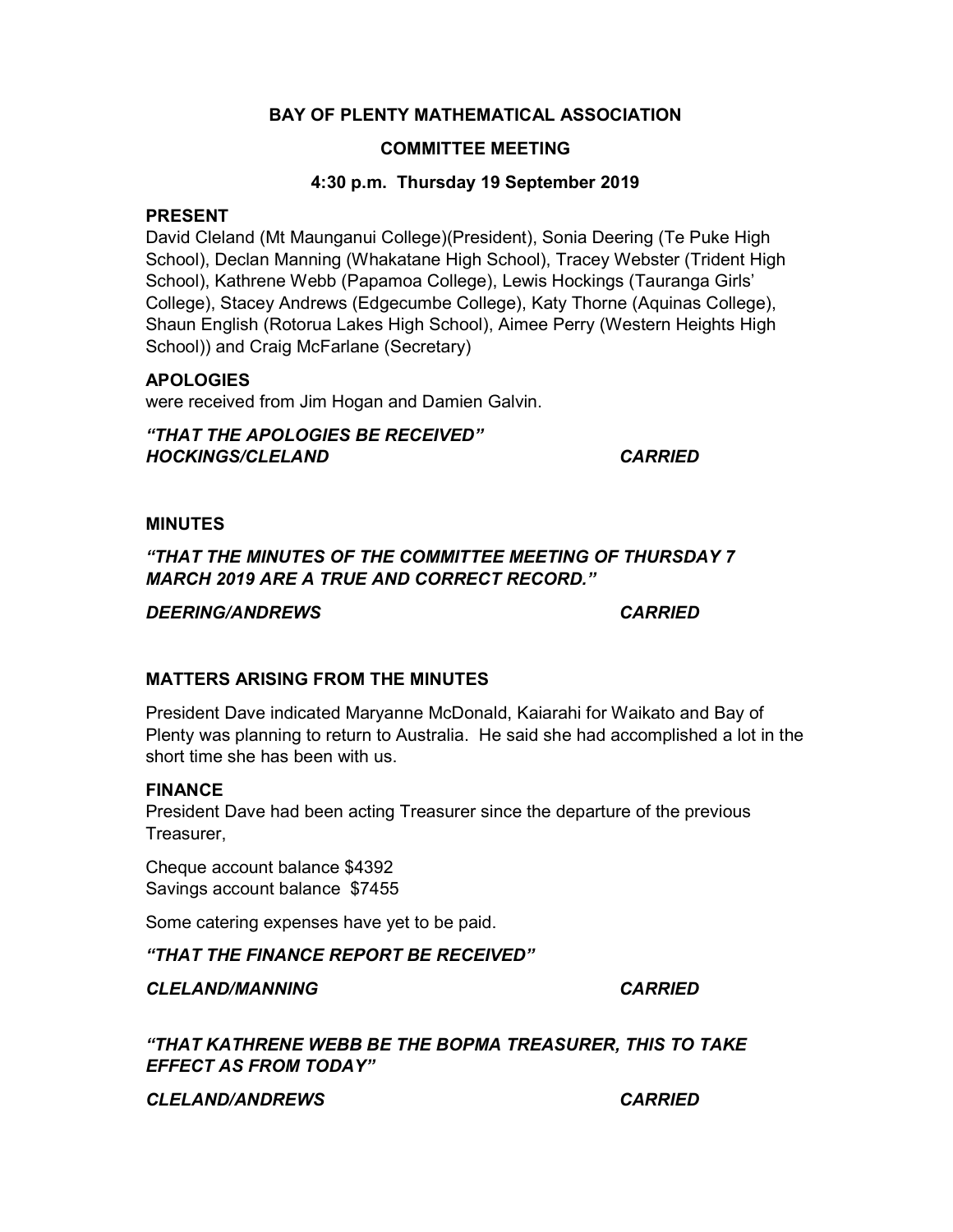**BAY OF PLENTY MATHEMATICAL ASSOCIATION**

**COMMITTEE MEETING**

**4:30 p.m. Thursday 19 September 2019**

**PRESENT**

David Cleland (Mt Maunganui College)(President), Sonia Deering (Te Puke High School), Declan Manning (Whakatane High School), Tracey Webster (Trident High School), Kathrene Webb (Papamoa College), Lewis Hockings (Tauranga Girls' College), Stacey Andrews (Edgecumbe College), Katy Thorne (Aquinas College), Shaun English (Rotorua Lakes High School), Aimee Perry (Western Heights High School)) and Craig McFarlane (Secretary)

**APOLOGIES**

were received from Jim Hogan and Damien Galvin.

***"THAT THE APOLOGIES BE RECEIVED"***
***HOCKINGS/CLELAND*** ***CARRIED***

**MINUTES**

***"THAT THE MINUTES OF THE COMMITTEE MEETING OF THURSDAY 7 MARCH 2019 ARE A TRUE AND CORRECT RECORD."***

***DEERING/ANDREWS*** ***CARRIED***

**MATTERS ARISING FROM THE MINUTES**

President Dave indicated Maryanne McDonald, Kaiarahi for Waikato and Bay of Plenty was planning to return to Australia. He said she had accomplished a lot in the short time she has been with us.

**FINANCE**

President Dave had been acting Treasurer since the departure of the previous Treasurer,

Cheque account balance $4392
Savings account balance $7455

Some catering expenses have yet to be paid.

***"THAT THE FINANCE REPORT BE RECEIVED"***

***CLELAND/MANNING*** ***CARRIED***

***"THAT KATHRENE WEBB BE THE BOPMA TREASURER, THIS TO TAKE EFFECT AS FROM TODAY"***

***CLELAND/ANDREWS*** ***CARRIED***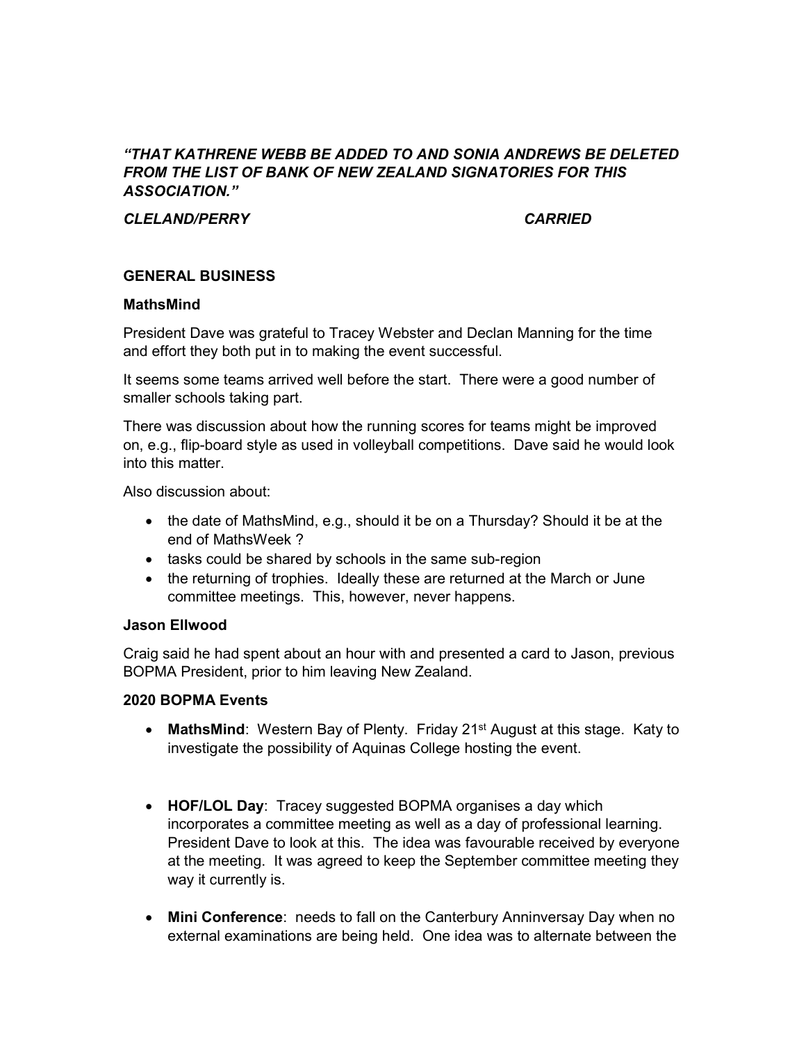*"THAT KATHRENE WEBB BE ADDED TO AND SONIA ANDREWS BE DELETED FROM THE LIST OF BANK OF NEW ZEALAND SIGNATORIES FOR THIS ASSOCIATION."*

*CLELAND/PERRY* *CARRIED*

**GENERAL BUSINESS**

**MathsMind**

President Dave was grateful to Tracey Webster and Declan Manning for the time and effort they both put in to making the event successful.

It seems some teams arrived well before the start. There were a good number of smaller schools taking part.

There was discussion about how the running scores for teams might be improved on, e.g., flip-board style as used in volleyball competitions. Dave said he would look into this matter.

Also discussion about:

- the date of MathsMind, e.g., should it be on a Thursday? Should it be at the end of MathsWeek ?
- tasks could be shared by schools in the same sub-region
- the returning of trophies. Ideally these are returned at the March or June committee meetings. This, however, never happens.

**Jason Ellwood**

Craig said he had spent about an hour with and presented a card to Jason, previous BOPMA President, prior to him leaving New Zealand.

**2020 BOPMA Events**

- **MathsMind**: Western Bay of Plenty. Friday 21st August at this stage. Katy to investigate the possibility of Aquinas College hosting the event.

- **HOF/LOL Day**: Tracey suggested BOPMA organises a day which incorporates a committee meeting as well as a day of professional learning. President Dave to look at this. The idea was favourable received by everyone at the meeting. It was agreed to keep the September committee meeting they way it currently is.

- **Mini Conference**: needs to fall on the Canterbury Anninversay Day when no external examinations are being held. One idea was to alternate between the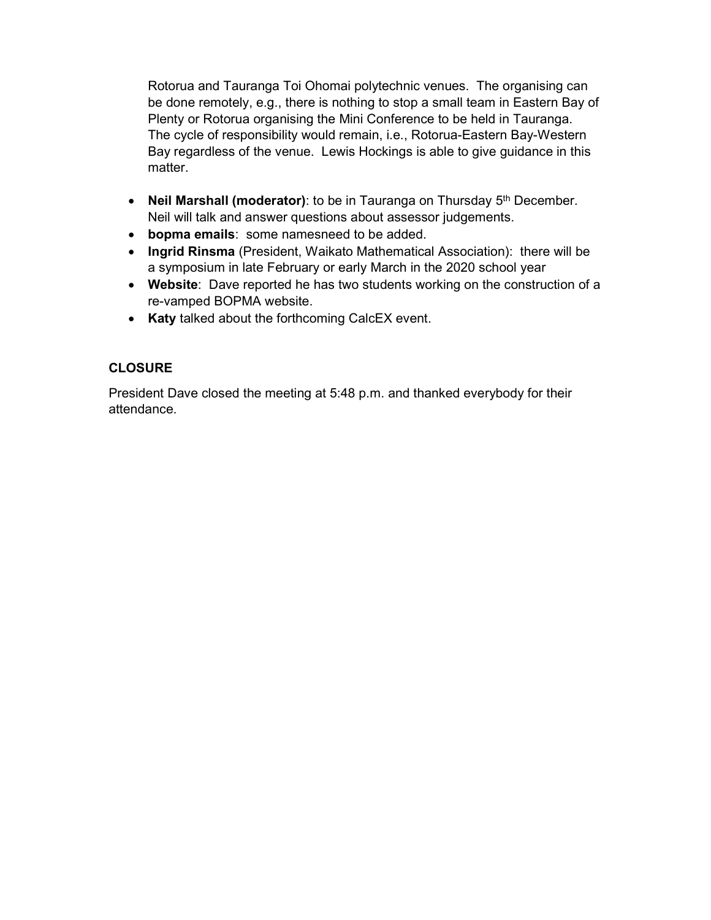Rotorua and Tauranga Toi Ohomai polytechnic venues. The organising can be done remotely, e.g., there is nothing to stop a small team in Eastern Bay of Plenty or Rotorua organising the Mini Conference to be held in Tauranga. The cycle of responsibility would remain, i.e., Rotorua-Eastern Bay-Western Bay regardless of the venue. Lewis Hockings is able to give guidance in this matter.

- **Neil Marshall (moderator)**: to be in Tauranga on Thursday 5th December. Neil will talk and answer questions about assessor judgements.
- **bopma emails**: some namesneed to be added.
- **Ingrid Rinsma** (President, Waikato Mathematical Association): there will be a symposium in late February or early March in the 2020 school year
- **Website**: Dave reported he has two students working on the construction of a re-vamped BOPMA website.
- **Katy** talked about the forthcoming CalcEX event.

**CLOSURE**

President Dave closed the meeting at 5:48 p.m. and thanked everybody for their attendance.